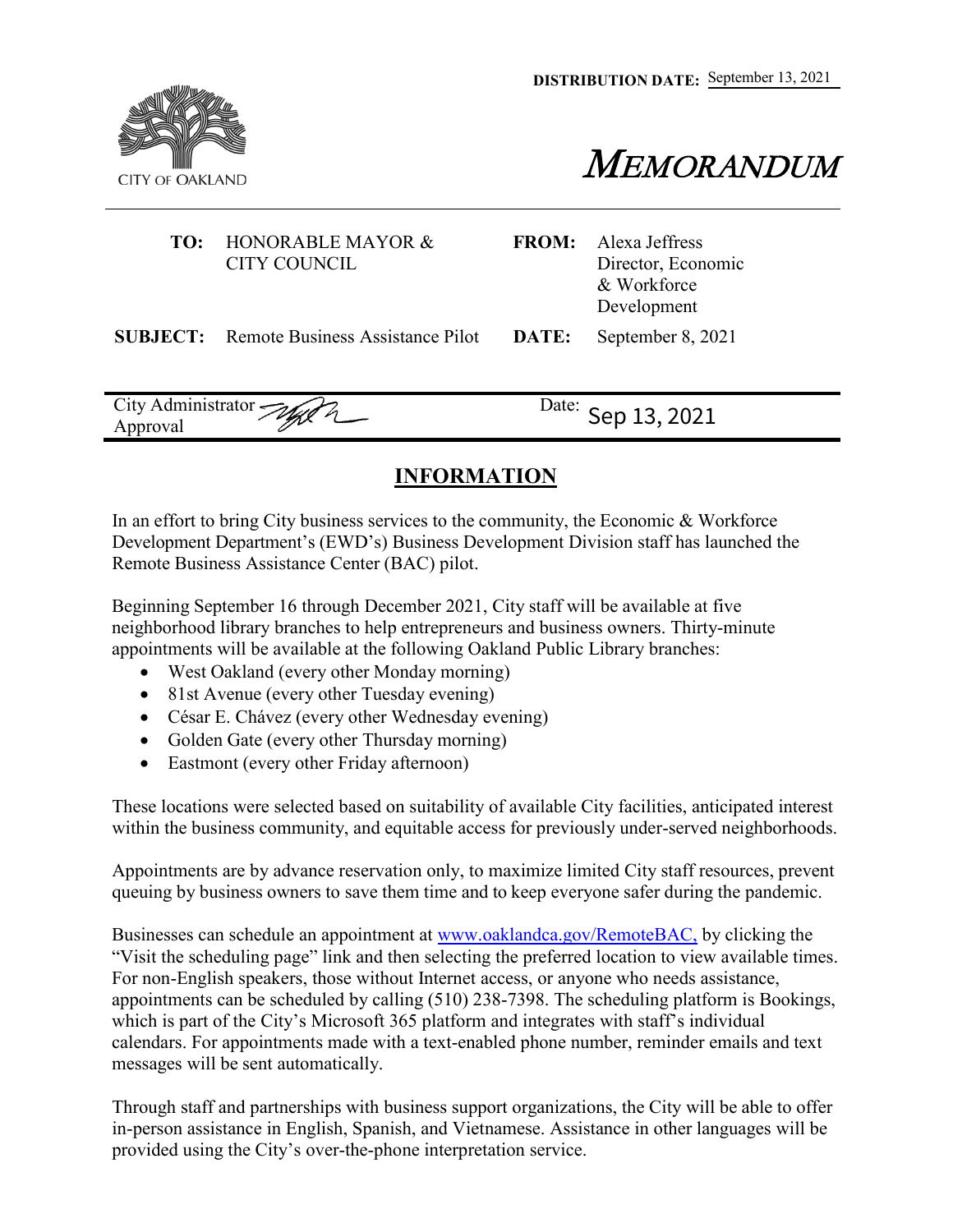**DISTRIBUTION DATE:** September 13, 2021

CITY OF OAKLAND

# MEMORANDUM

| | | | |
|---|---|---|---|
| **TO:** | HONORABLE MAYOR & CITY COUNCIL | **FROM:** | Alexa Jeffress Director, Economic & Workforce Development |
| **SUBJECT:** | Remote Business Assistance Pilot | **DATE:** | September 8, 2021 |

| | |
|---|---|
| City Administrator Approval | Date: Sep 13, 2021 |

## INFORMATION

In an effort to bring City business services to the community, the Economic & Workforce Development Department's (EWD's) Business Development Division staff has launched the Remote Business Assistance Center (BAC) pilot.

Beginning September 16 through December 2021, City staff will be available at five neighborhood library branches to help entrepreneurs and business owners. Thirty-minute appointments will be available at the following Oakland Public Library branches:

- West Oakland (every other Monday morning)
- 81st Avenue (every other Tuesday evening)
- César E. Chávez (every other Wednesday evening)
- Golden Gate (every other Thursday morning)
- Eastmont (every other Friday afternoon)

These locations were selected based on suitability of available City facilities, anticipated interest within the business community, and equitable access for previously under-served neighborhoods.

Appointments are by advance reservation only, to maximize limited City staff resources, prevent queuing by business owners to save them time and to keep everyone safer during the pandemic.

Businesses can schedule an appointment at [www.oaklandca.gov/RemoteBAC,](http://www.oaklandca.gov/RemoteBAC) by clicking the "Visit the scheduling page" link and then selecting the preferred location to view available times. For non-English speakers, those without Internet access, or anyone who needs assistance, appointments can be scheduled by calling (510) 238-7398. The scheduling platform is Bookings, which is part of the City's Microsoft 365 platform and integrates with staff's individual calendars. For appointments made with a text-enabled phone number, reminder emails and text messages will be sent automatically.

Through staff and partnerships with business support organizations, the City will be able to offer in-person assistance in English, Spanish, and Vietnamese. Assistance in other languages will be provided using the City's over-the-phone interpretation service.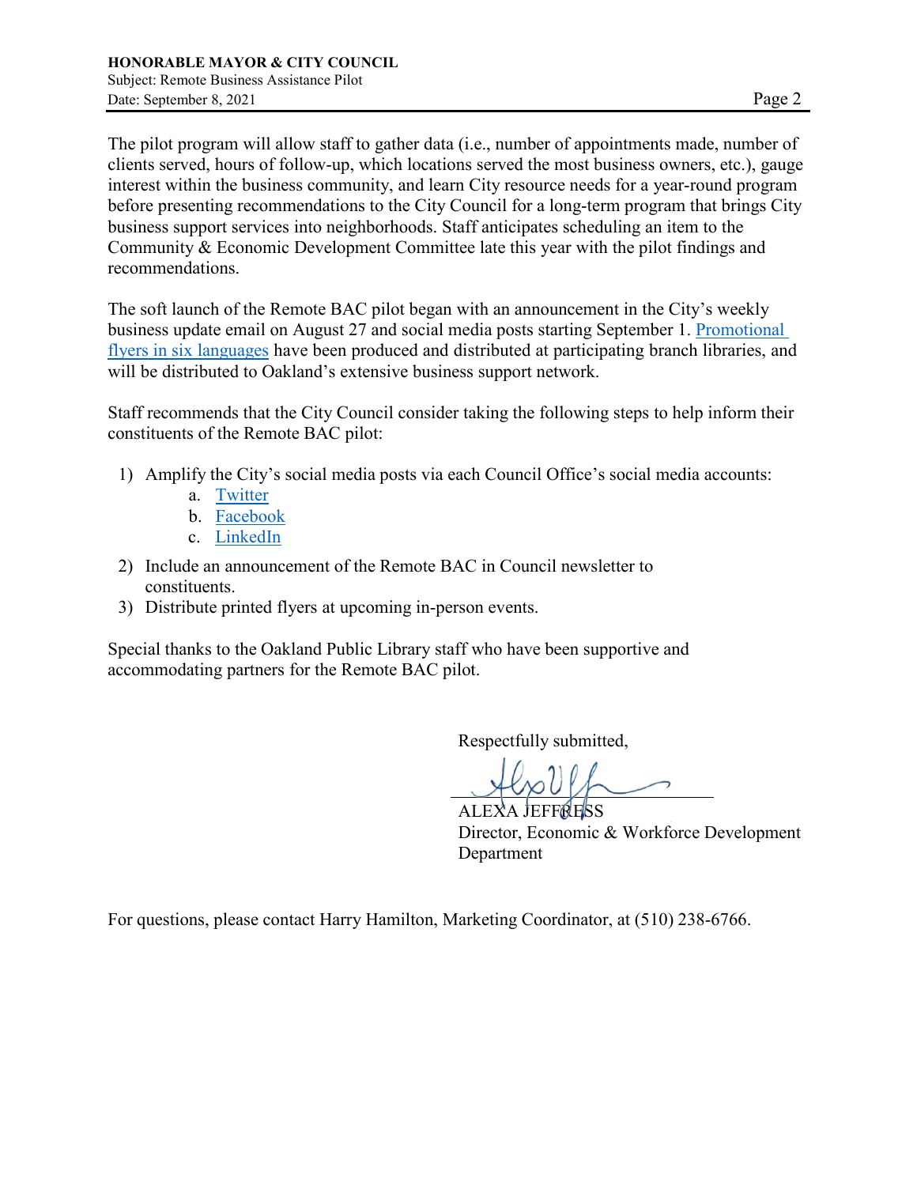The pilot program will allow staff to gather data (i.e., number of appointments made, number of clients served, hours of follow-up, which locations served the most business owners, etc.), gauge interest within the business community, and learn City resource needs for a year-round program before presenting recommendations to the City Council for a long-term program that brings City business support services into neighborhoods. Staff anticipates scheduling an item to the Community & Economic Development Committee late this year with the pilot findings and recommendations.

The soft launch of the Remote BAC pilot began with an announcement in the City's weekly business update email on August 27 and social media posts starting September 1. Promotional flyers in six languages have been produced and distributed at participating branch libraries, and will be distributed to Oakland's extensive business support network.

Staff recommends that the City Council consider taking the following steps to help inform their constituents of the Remote BAC pilot:

1) Amplify the City's social media posts via each Council Office's social media accounts:
    a. Twitter
    b. Facebook
    c. LinkedIn
2) Include an announcement of the Remote BAC in Council newsletter to constituents.
3) Distribute printed flyers at upcoming in-person events.

Special thanks to the Oakland Public Library staff who have been supportive and accommodating partners for the Remote BAC pilot.

Respectfully submitted,

ALEXA JEFFRESS
Director, Economic & Workforce Development Department

For questions, please contact Harry Hamilton, Marketing Coordinator, at (510) 238-6766.